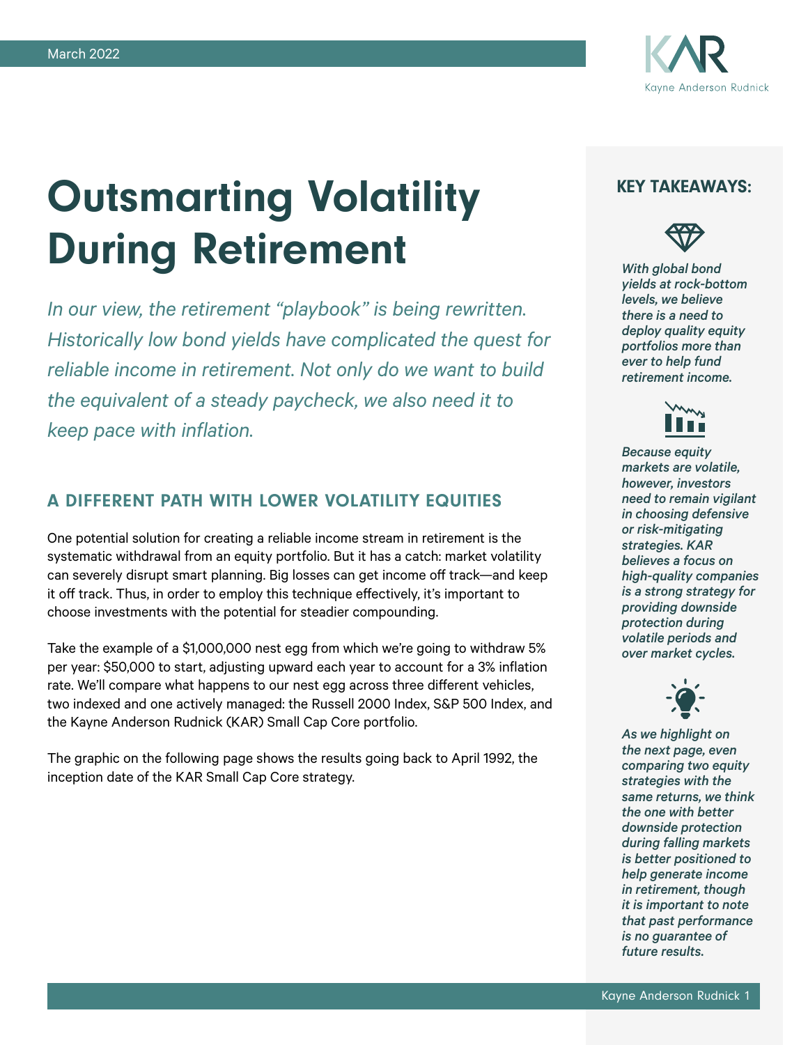March 2022

KAR
Kayne Anderson Rudnick

# Outsmarting Volatility During Retirement

*In our view, the retirement "playbook" is being rewritten. Historically low bond yields have complicated the quest for reliable income in retirement. Not only do we want to build the equivalent of a steady paycheck, we also need it to keep pace with inflation.*

## A DIFFERENT PATH WITH LOWER VOLATILITY EQUITIES

One potential solution for creating a reliable income stream in retirement is the systematic withdrawal from an equity portfolio. But it has a catch: market volatility can severely disrupt smart planning. Big losses can get income off track—and keep it off track. Thus, in order to employ this technique effectively, it's important to choose investments with the potential for steadier compounding.

Take the example of a $1,000,000 nest egg from which we're going to withdraw 5% per year: $50,000 to start, adjusting upward each year to account for a 3% inflation rate. We'll compare what happens to our nest egg across three different vehicles, two indexed and one actively managed: the Russell 2000 Index, S&P 500 Index, and the Kayne Anderson Rudnick (KAR) Small Cap Core portfolio.

The graphic on the following page shows the results going back to April 1992, the inception date of the KAR Small Cap Core strategy.

### KEY TAKEAWAYS:

*With global bond yields at rock-bottom levels, we believe there is a need to deploy quality equity portfolios more than ever to help fund retirement income.*

*Because equity markets are volatile, however, investors need to remain vigilant in choosing defensive or risk-mitigating strategies. KAR believes a focus on high-quality companies is a strong strategy for providing downside protection during volatile periods and over market cycles.*

*As we highlight on the next page, even comparing two equity strategies with the same returns, we think the one with better downside protection during falling markets is better positioned to help generate income in retirement, though it is important to note that past performance is no guarantee of future results.*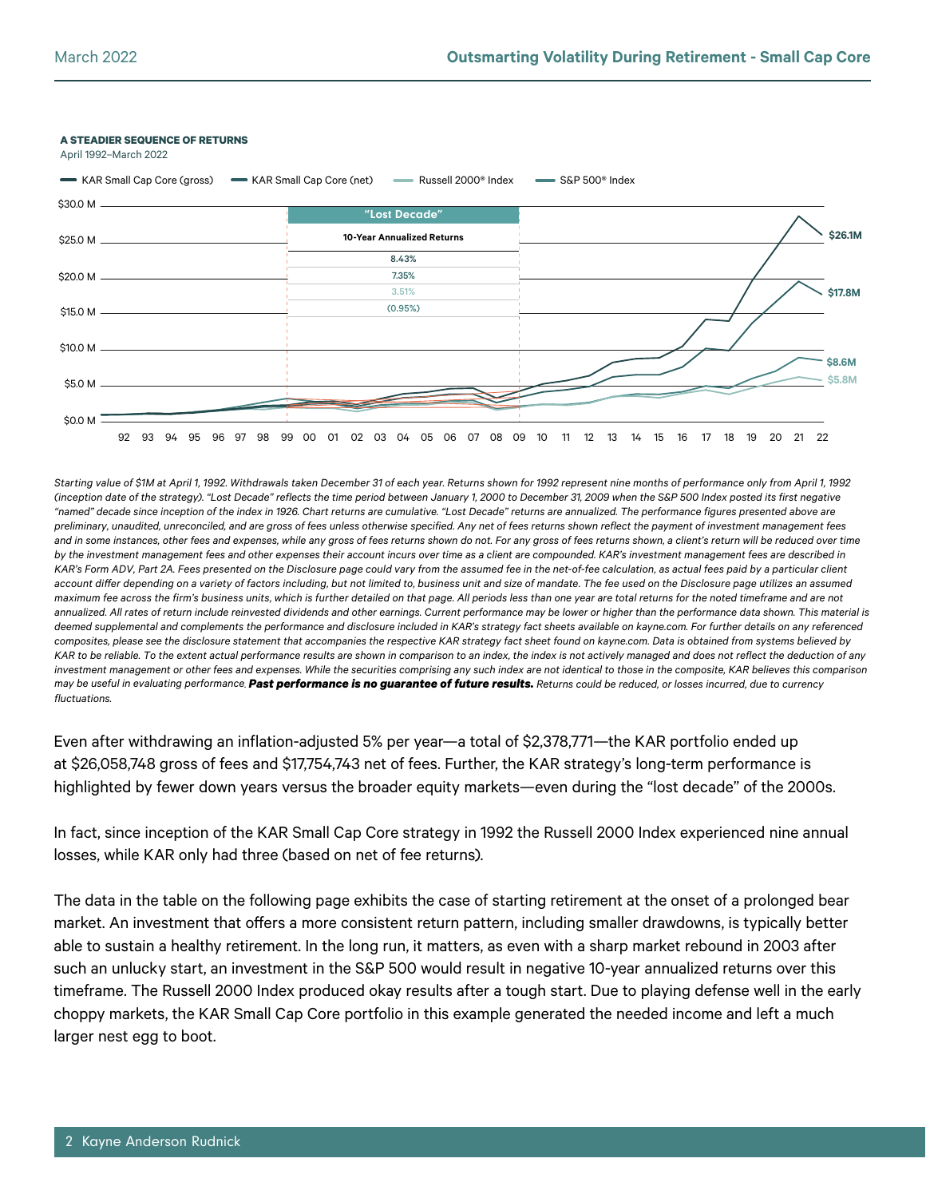**A STEADIER SEQUENCE OF RETURNS**

April 1992–March 2022

KAR Small Cap Core (gross) | KAR Small Cap Core (net) | Russell 2000® Index | S&P 500® Index

"Lost Decade"

| 10-Year Annualized Returns |
|---|
| 8.43% |
| 7.35% |
| 3.51% |
| (0.95%) |

$26.1M | $17.8M | $8.6M | $5.8M

*Starting value of $1M at April 1, 1992. Withdrawals taken December 31 of each year. Returns shown for 1992 represent nine months of performance only from April 1, 1992 (inception date of the strategy). "Lost Decade" reflects the time period between January 1, 2000 to December 31, 2009 when the S&P 500 Index posted its first negative "named" decade since inception of the index in 1926. Chart returns are cumulative. "Lost Decade" returns are annualized. The performance figures presented above are preliminary, unaudited, unreconciled, and are gross of fees unless otherwise specified. Any net of fees returns shown reflect the payment of investment management fees and in some instances, other fees and expenses, while any gross of fees returns shown do not. For any gross of fees returns shown, a client's return will be reduced over time by the investment management fees and other expenses their account incurs over time as a client are compounded. KAR's investment management fees are described in KAR's Form ADV, Part 2A. Fees presented on the Disclosure page could vary from the assumed fee in the net-of-fee calculation, as actual fees paid by a particular client account differ depending on a variety of factors including, but not limited to, business unit and size of mandate. The fee used on the Disclosure page utilizes an assumed maximum fee across the firm's business units, which is further detailed on that page. All periods less than one year are total returns for the noted timeframe and are not annualized. All rates of return include reinvested dividends and other earnings. Current performance may be lower or higher than the performance data shown. This material is deemed supplemental and complements the performance and disclosure included in KAR's strategy fact sheets available on kayne.com. For further details on any referenced composites, please see the disclosure statement that accompanies the respective KAR strategy fact sheet found on kayne.com. Data is obtained from systems believed by KAR to be reliable. To the extent actual performance results are shown in comparison to an index, the index is not actively managed and does not reflect the deduction of any investment management or other fees and expenses. While the securities comprising any such index are not identical to those in the composite, KAR believes this comparison may be useful in evaluating performance.* ***Past performance is no guarantee of future results.*** *Returns could be reduced, or losses incurred, due to currency fluctuations.*

Even after withdrawing an inflation-adjusted 5% per year—a total of $2,378,771—the KAR portfolio ended up at $26,058,748 gross of fees and $17,754,743 net of fees. Further, the KAR strategy's long-term performance is highlighted by fewer down years versus the broader equity markets—even during the "lost decade" of the 2000s.

In fact, since inception of the KAR Small Cap Core strategy in 1992 the Russell 2000 Index experienced nine annual losses, while KAR only had three (based on net of fee returns).

The data in the table on the following page exhibits the case of starting retirement at the onset of a prolonged bear market. An investment that offers a more consistent return pattern, including smaller drawdowns, is typically better able to sustain a healthy retirement. In the long run, it matters, as even with a sharp market rebound in 2003 after such an unlucky start, an investment in the S&P 500 would result in negative 10-year annualized returns over this timeframe. The Russell 2000 Index produced okay results after a tough start. Due to playing defense well in the early choppy markets, the KAR Small Cap Core portfolio in this example generated the needed income and left a much larger nest egg to boot.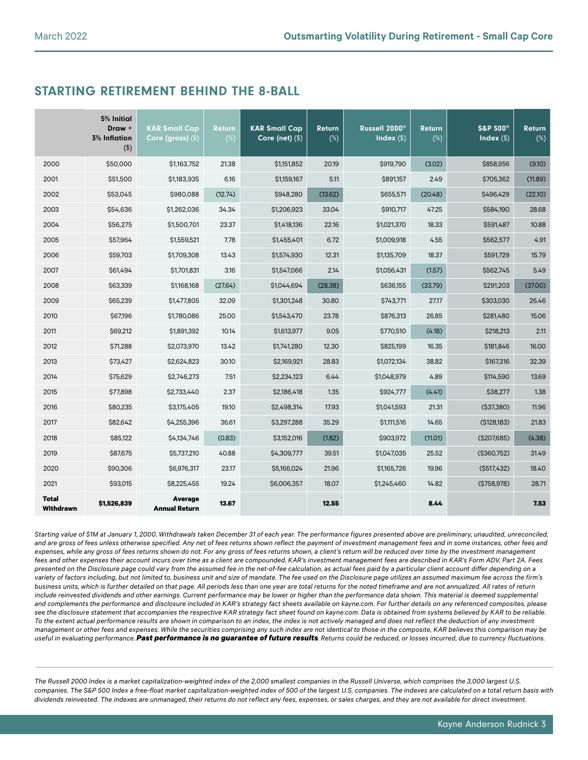## STARTING RETIREMENT BEHIND THE 8-BALL

| | 5% Initial Draw + 3% Inflation ($) | KAR Small Cap Core (gross) ($) | Return (%) | KAR Small Cap Core (net) ($) | Return (%) | Russell 2000® Index ($) | Return (%) | S&P 500® Index ($) | Return (%) |
|---|---|---|---|---|---|---|---|---|---|
| 2000 | $50,000 | $1,163,752 | 21.38 | $1,151,852 | 20.19 | $919,790 | (3.02) | $858,956 | (9.10) |
| 2001 | $51,500 | $1,183,935 | 6.16 | $1,159,167 | 5.11 | $891,157 | 2.49 | $705,362 | (11.89) |
| 2002 | $53,045 | $980,088 | (12.74) | $948,280 | (13.62) | $655,571 | (20.48) | $496,429 | (22.10) |
| 2003 | $54,636 | $1,262,036 | 34.34 | $1,206,923 | 33.04 | $910,717 | 47.25 | $584,190 | 28.68 |
| 2004 | $56,275 | $1,500,701 | 23.37 | $1,418,136 | 22.16 | $1,021,370 | 18.33 | $591,487 | 10.88 |
| 2005 | $57,964 | $1,559,521 | 7.78 | $1,455,401 | 6.72 | $1,009,918 | 4.55 | $562,577 | 4.91 |
| 2006 | $59,703 | $1,709,308 | 13.43 | $1,574,930 | 12.31 | $1,135,709 | 18.37 | $591,729 | 15.79 |
| 2007 | $61,494 | $1,701,831 | 3.16 | $1,547,066 | 2.14 | $1,056,431 | (1.57) | $562,745 | 5.49 |
| 2008 | $63,339 | $1,168,168 | (27.64) | $1,044,694 | (28.38) | $636,155 | (33.79) | $291,203 | (37.00) |
| 2009 | $65,239 | $1,477,805 | 32.09 | $1,301,248 | 30.80 | $743,771 | 27.17 | $303,030 | 26.46 |
| 2010 | $67,196 | $1,780,086 | 25.00 | $1,543,470 | 23.78 | $876,313 | 26.85 | $281,480 | 15.06 |
| 2011 | $69,212 | $1,891,392 | 10.14 | $1,613,977 | 9.05 | $770,510 | (4.18) | $218,213 | 2.11 |
| 2012 | $71,288 | $2,073,970 | 13.42 | $1,741,280 | 12.30 | $825,199 | 16.35 | $181,846 | 16.00 |
| 2013 | $73,427 | $2,624,823 | 30.10 | $2,169,921 | 28.83 | $1,072,134 | 38.82 | $167,316 | 32.39 |
| 2014 | $75,629 | $2,746,273 | 7.51 | $2,234,123 | 6.44 | $1,048,979 | 4.89 | $114,590 | 13.69 |
| 2015 | $77,898 | $2,733,440 | 2.37 | $2,186,418 | 1.35 | $924,777 | (4.41) | $38,277 | 1.38 |
| 2016 | $80,235 | $3,175,405 | 19.10 | $2,498,314 | 17.93 | $1,041,593 | 21.31 | ($37,380) | 11.96 |
| 2017 | $82,642 | $4,255,396 | 36.61 | $3,297,288 | 35.29 | $1,111,516 | 14.65 | ($128,183) | 21.83 |
| 2018 | $85,122 | $4,134,746 | (0.83) | $3,152,016 | (1.82) | $903,972 | (11.01) | ($207,685) | (4.38) |
| 2019 | $87,675 | $5,737,210 | 40.88 | $4,309,777 | 39.51 | $1,047,035 | 25.52 | ($360,752) | 31.49 |
| 2020 | $90,306 | $6,976,317 | 23.17 | $5,166,024 | 21.96 | $1,165,726 | 19.96 | ($517,432) | 18.40 |
| 2021 | $93,015 | $8,225,455 | 19.24 | $6,006,357 | 18.07 | $1,245,460 | 14.82 | ($758,978) | 28.71 |
| **Total Withdrawn** | **$1,526,839** | **Average Annual Return** | **13.67** | | **12.55** | | **8.44** | | **7.53** |

*Starting value of $1M at January 1, 2000. Withdrawals taken December 31 of each year. The performance figures presented above are preliminary, unaudited, unreconciled, and are gross of fees unless otherwise specified. Any net of fees returns shown reflect the payment of investment management fees and in some instances, other fees and expenses, while any gross of fees returns shown do not. For any gross of fees returns shown, a client's return will be reduced over time by the investment management fees and other expenses their account incurs over time as a client are compounded. KAR's investment management fees are described in KAR's Form ADV, Part 2A. Fees presented on the Disclosure page could vary from the assumed fee in the net-of-fee calculation, as actual fees paid by a particular client account differ depending on a variety of factors including, but not limited to, business unit and size of mandate. The fee used on the Disclosure page utilizes an assumed maximum fee across the firm's business units, which is further detailed on that page. All periods less than one year are total returns for the noted timeframe and are not annualized. All rates of return include reinvested dividends and other earnings. Current performance may be lower or higher than the performance data shown. This material is deemed supplemental and complements the performance and disclosure included in KAR's strategy fact sheets available on kayne.com. For further details on any referenced composites, please see the disclosure statement that accompanies the respective KAR strategy fact sheet found on kayne.com. Data is obtained from systems believed by KAR to be reliable. To the extent actual performance results are shown in comparison to an index, the index is not actively managed and does not reflect the deduction of any investment management or other fees and expenses. While the securities comprising any such index are not identical to those in the composite, KAR believes this comparison may be useful in evaluating performance.* ***Past performance is no guarantee of future results****. Returns could be reduced, or losses incurred, due to currency fluctuations.*

*The Russell 2000 Index is a market capitalization-weighted index of the 2,000 smallest companies in the Russell Universe, which comprises the 3,000 largest U.S. companies. The S&P 500 Index a free-float market capitalization-weighted index of 500 of the largest U.S. companies. The indexes are calculated on a total return basis with dividends reinvested. The indexes are unmanaged, their returns do not reflect any fees, expenses, or sales charges, and they are not available for direct investment.*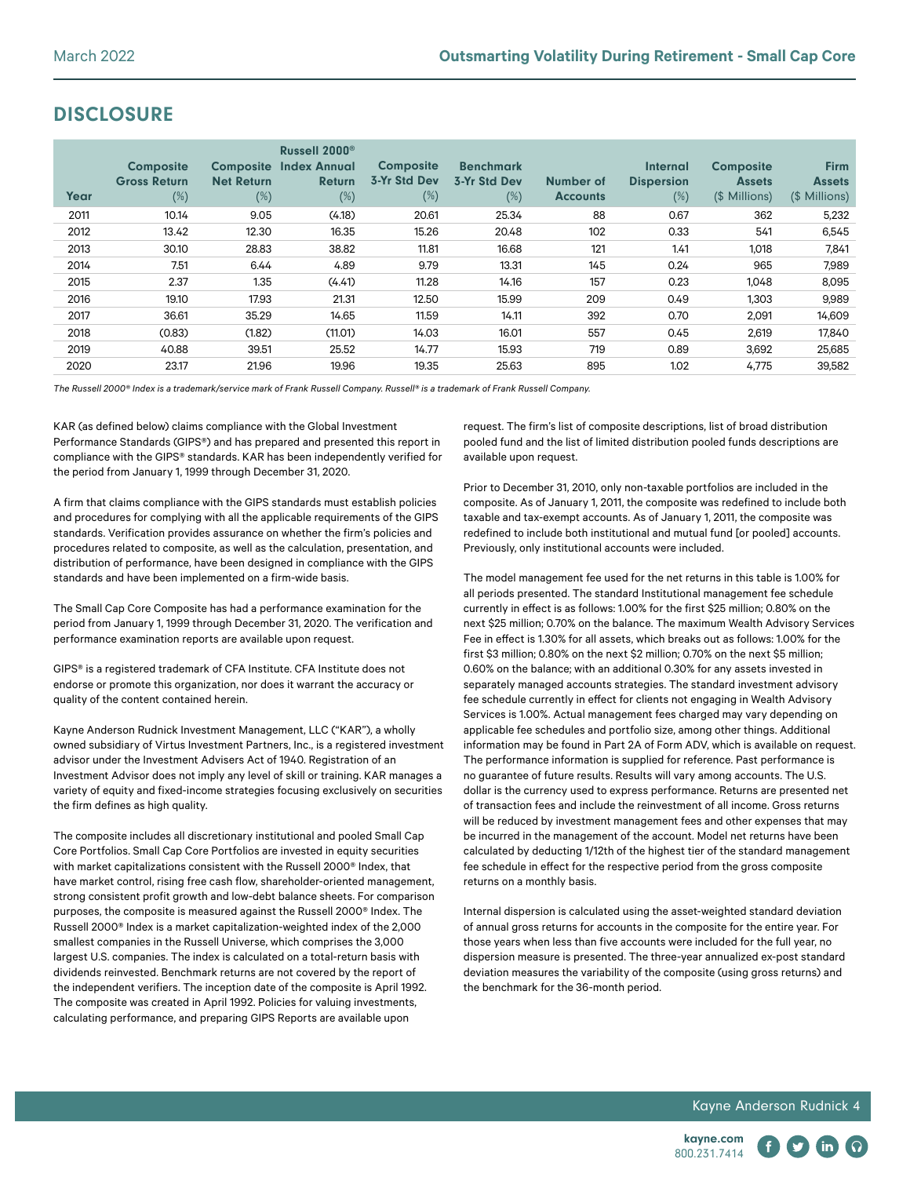## DISCLOSURE

| Year | Composite Gross Return (%) | Composite Net Return (%) | Russell 2000® Index Annual Return (%) | Composite 3-Yr Std Dev (%) | Benchmark 3-Yr Std Dev (%) | Number of Accounts | Internal Dispersion (%) | Composite Assets ($ Millions) | Firm Assets ($ Millions) |
|---|---|---|---|---|---|---|---|---|---|
| 2011 | 10.14 | 9.05 | (4.18) | 20.61 | 25.34 | 88 | 0.67 | 362 | 5,232 |
| 2012 | 13.42 | 12.30 | 16.35 | 15.26 | 20.48 | 102 | 0.33 | 541 | 6,545 |
| 2013 | 30.10 | 28.83 | 38.82 | 11.81 | 16.68 | 121 | 1.41 | 1,018 | 7,841 |
| 2014 | 7.51 | 6.44 | 4.89 | 9.79 | 13.31 | 145 | 0.24 | 965 | 7,989 |
| 2015 | 2.37 | 1.35 | (4.41) | 11.28 | 14.16 | 157 | 0.23 | 1,048 | 8,095 |
| 2016 | 19.10 | 17.93 | 21.31 | 12.50 | 15.99 | 209 | 0.49 | 1,303 | 9,989 |
| 2017 | 36.61 | 35.29 | 14.65 | 11.59 | 14.11 | 392 | 0.70 | 2,091 | 14,609 |
| 2018 | (0.83) | (1.82) | (11.01) | 14.03 | 16.01 | 557 | 0.45 | 2,619 | 17,840 |
| 2019 | 40.88 | 39.51 | 25.52 | 14.77 | 15.93 | 719 | 0.89 | 3,692 | 25,685 |
| 2020 | 23.17 | 21.96 | 19.96 | 19.35 | 25.63 | 895 | 1.02 | 4,775 | 39,582 |

*The Russell 2000® Index is a trademark/service mark of Frank Russell Company. Russell® is a trademark of Frank Russell Company.*

KAR (as defined below) claims compliance with the Global Investment Performance Standards (GIPS®) and has prepared and presented this report in compliance with the GIPS® standards. KAR has been independently verified for the period from January 1, 1999 through December 31, 2020.

A firm that claims compliance with the GIPS standards must establish policies and procedures for complying with all the applicable requirements of the GIPS standards. Verification provides assurance on whether the firm's policies and procedures related to composite, as well as the calculation, presentation, and distribution of performance, have been designed in compliance with the GIPS standards and have been implemented on a firm-wide basis.

The Small Cap Core Composite has had a performance examination for the period from January 1, 1999 through December 31, 2020. The verification and performance examination reports are available upon request.

GIPS® is a registered trademark of CFA Institute. CFA Institute does not endorse or promote this organization, nor does it warrant the accuracy or quality of the content contained herein.

Kayne Anderson Rudnick Investment Management, LLC ("KAR"), a wholly owned subsidiary of Virtus Investment Partners, Inc., is a registered investment advisor under the Investment Advisers Act of 1940. Registration of an Investment Advisor does not imply any level of skill or training. KAR manages a variety of equity and fixed-income strategies focusing exclusively on securities the firm defines as high quality.

The composite includes all discretionary institutional and pooled Small Cap Core Portfolios. Small Cap Core Portfolios are invested in equity securities with market capitalizations consistent with the Russell 2000® Index, that have market control, rising free cash flow, shareholder-oriented management, strong consistent profit growth and low-debt balance sheets. For comparison purposes, the composite is measured against the Russell 2000® Index. The Russell 2000® Index is a market capitalization-weighted index of the 2,000 smallest companies in the Russell Universe, which comprises the 3,000 largest U.S. companies. The index is calculated on a total-return basis with dividends reinvested. Benchmark returns are not covered by the report of the independent verifiers. The inception date of the composite is April 1992. The composite was created in April 1992. Policies for valuing investments, calculating performance, and preparing GIPS Reports are available upon request. The firm's list of composite descriptions, list of broad distribution pooled fund and the list of limited distribution pooled funds descriptions are available upon request.

Prior to December 31, 2010, only non-taxable portfolios are included in the composite. As of January 1, 2011, the composite was redefined to include both taxable and tax-exempt accounts. As of January 1, 2011, the composite was redefined to include both institutional and mutual fund [or pooled] accounts. Previously, only institutional accounts were included.

The model management fee used for the net returns in this table is 1.00% for all periods presented. The standard Institutional management fee schedule currently in effect is as follows: 1.00% for the first $25 million; 0.80% on the next $25 million; 0.70% on the balance. The maximum Wealth Advisory Services Fee in effect is 1.30% for all assets, which breaks out as follows: 1.00% for the first $3 million; 0.80% on the next $2 million; 0.70% on the next $5 million; 0.60% on the balance; with an additional 0.30% for any assets invested in separately managed accounts strategies. The standard investment advisory fee schedule currently in effect for clients not engaging in Wealth Advisory Services is 1.00%. Actual management fees charged may vary depending on applicable fee schedules and portfolio size, among other things. Additional information may be found in Part 2A of Form ADV, which is available on request. The performance information is supplied for reference. Past performance is no guarantee of future results. Results will vary among accounts. The U.S. dollar is the currency used to express performance. Returns are presented net of transaction fees and include the reinvestment of all income. Gross returns will be reduced by investment management fees and other expenses that may be incurred in the management of the account. Model net returns have been calculated by deducting 1/12th of the highest tier of the standard management fee schedule in effect for the respective period from the gross composite returns on a monthly basis.

Internal dispersion is calculated using the asset-weighted standard deviation of annual gross returns for accounts in the composite for the entire year. For those years when less than five accounts were included for the full year, no dispersion measure is presented. The three-year annualized ex-post standard deviation measures the variability of the composite (using gross returns) and the benchmark for the 36-month period.